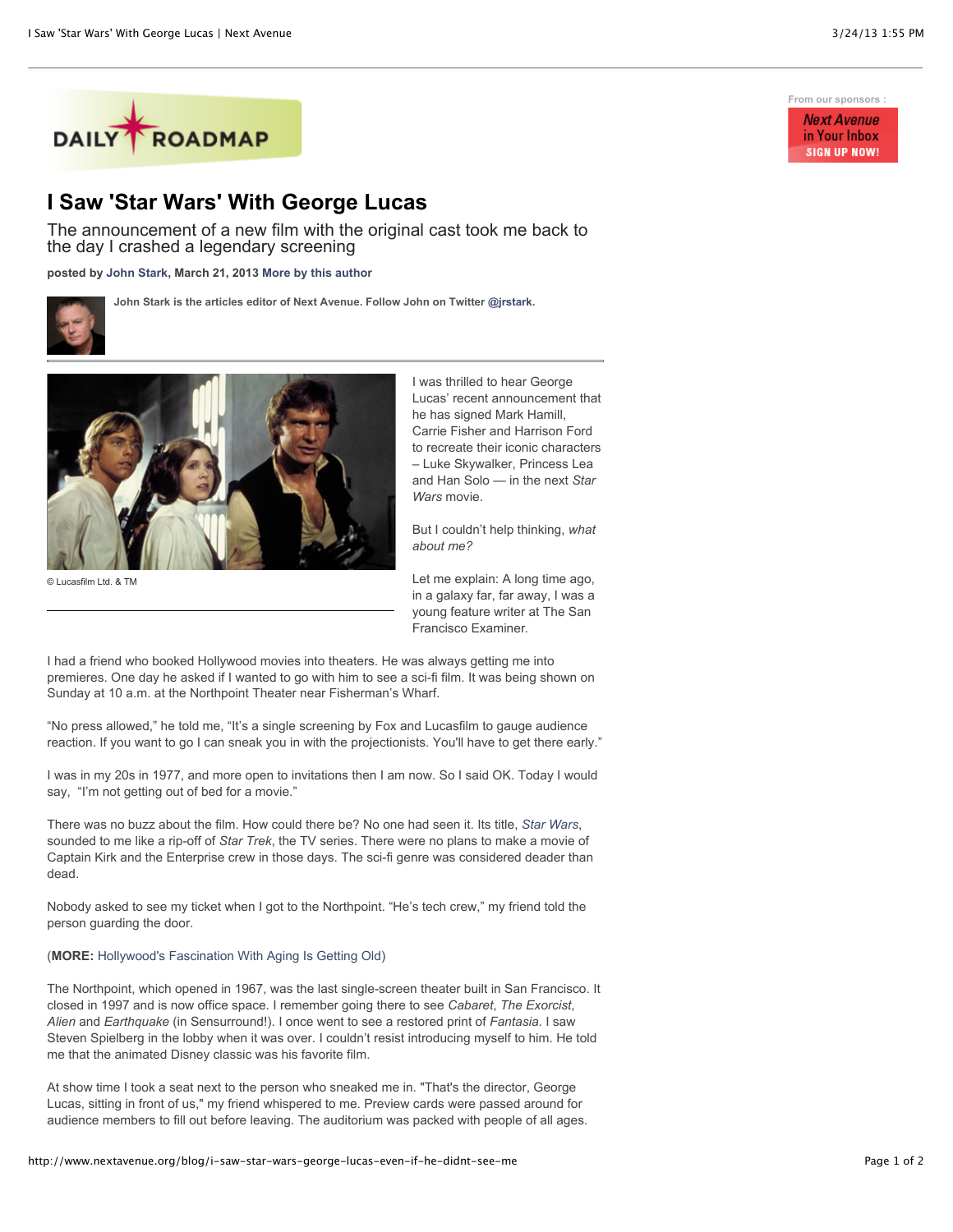DAILY ROADMAP

From our sponsors :

Next Avenue in Your Inbox SIGN UP NOW!

# I Saw 'Star Wars' With George Lucas

## The announcement of a new film with the original cast took me back to the day I crashed a legendary screening

**posted by John Stark, March 21, 2013 More by this author**

**John Stark is the articles editor of Next Avenue. Follow John on Twitter @jrstark.**

© Lucasfilm Ltd. & TM

I was thrilled to hear George Lucas' recent announcement that he has signed Mark Hamill, Carrie Fisher and Harrison Ford to recreate their iconic characters – Luke Skywalker, Princess Lea and Han Solo — in the next *Star Wars* movie.

But I couldn't help thinking, *what about me?*

Let me explain: A long time ago, in a galaxy far, far away, I was a young feature writer at The San Francisco Examiner.

I had a friend who booked Hollywood movies into theaters. He was always getting me into premieres. One day he asked if I wanted to go with him to see a sci-fi film. It was being shown on Sunday at 10 a.m. at the Northpoint Theater near Fisherman's Wharf.

"No press allowed," he told me, "It's a single screening by Fox and Lucasfilm to gauge audience reaction. If you want to go I can sneak you in with the projectionists. You'll have to get there early."

I was in my 20s in 1977, and more open to invitations then I am now. So I said OK. Today I would say, "I'm not getting out of bed for a movie."

There was no buzz about the film. How could there be? No one had seen it. Its title, *Star Wars*, sounded to me like a rip-off of *Star Trek*, the TV series. There were no plans to make a movie of Captain Kirk and the Enterprise crew in those days. The sci-fi genre was considered deader than dead.

Nobody asked to see my ticket when I got to the Northpoint. "He's tech crew," my friend told the person guarding the door.

(**MORE:** Hollywood's Fascination With Aging Is Getting Old)

The Northpoint, which opened in 1967, was the last single-screen theater built in San Francisco. It closed in 1997 and is now office space. I remember going there to see *Cabaret*, *The Exorcist*, *Alien* and *Earthquake* (in Sensurround!). I once went to see a restored print of *Fantasia*. I saw Steven Spielberg in the lobby when it was over. I couldn't resist introducing myself to him. He told me that the animated Disney classic was his favorite film.

At show time I took a seat next to the person who sneaked me in. "That's the director, George Lucas, sitting in front of us," my friend whispered to me. Preview cards were passed around for audience members to fill out before leaving. The auditorium was packed with people of all ages.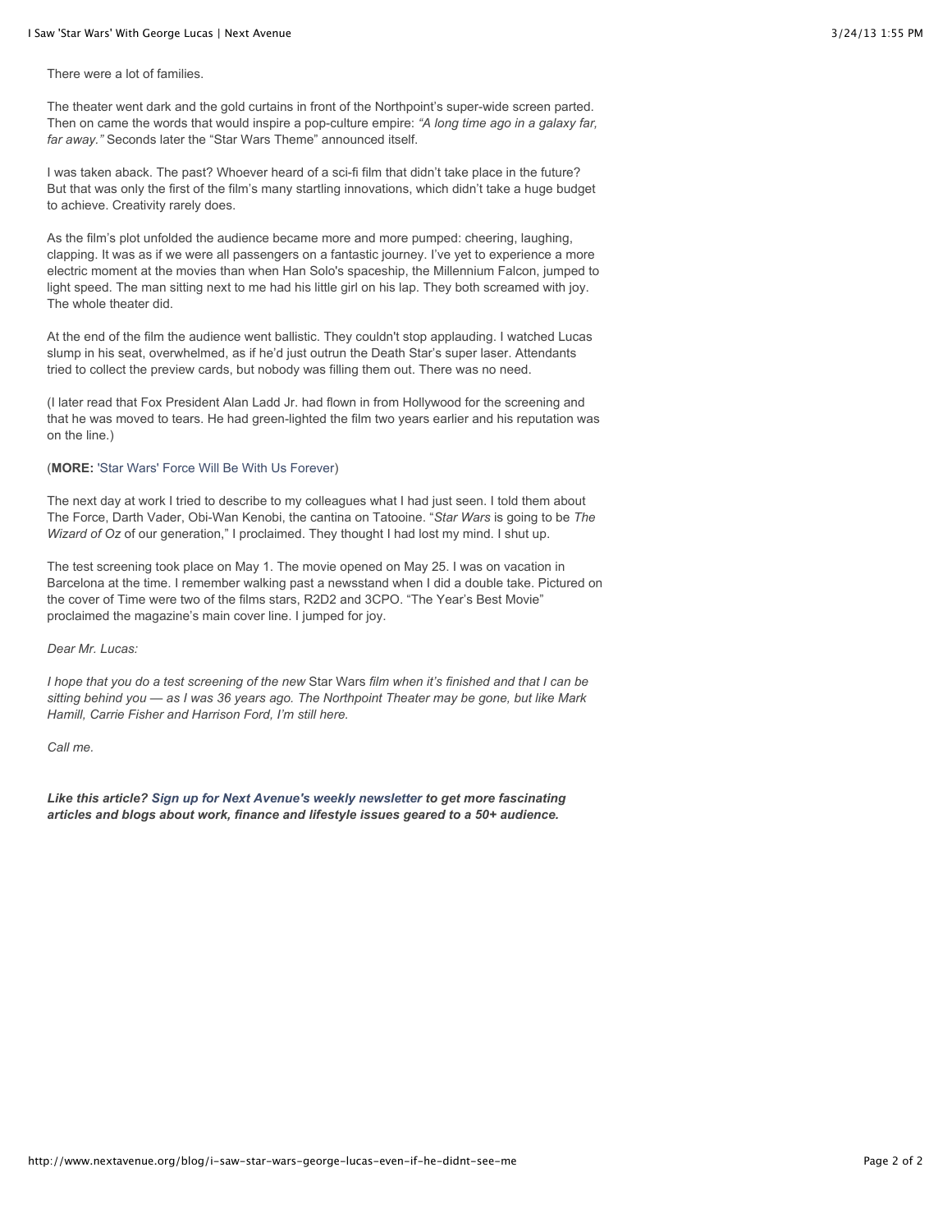There were a lot of families.

The theater went dark and the gold curtains in front of the Northpoint's super-wide screen parted. Then on came the words that would inspire a pop-culture empire: *"A long time ago in a galaxy far, far away."* Seconds later the "Star Wars Theme" announced itself.

I was taken aback. The past? Whoever heard of a sci-fi film that didn't take place in the future? But that was only the first of the film's many startling innovations, which didn't take a huge budget to achieve. Creativity rarely does.

As the film's plot unfolded the audience became more and more pumped: cheering, laughing, clapping. It was as if we were all passengers on a fantastic journey. I've yet to experience a more electric moment at the movies than when Han Solo's spaceship, the Millennium Falcon, jumped to light speed. The man sitting next to me had his little girl on his lap. They both screamed with joy. The whole theater did.

At the end of the film the audience went ballistic. They couldn't stop applauding. I watched Lucas slump in his seat, overwhelmed, as if he'd just outrun the Death Star's super laser. Attendants tried to collect the preview cards, but nobody was filling them out. There was no need.

(I later read that Fox President Alan Ladd Jr. had flown in from Hollywood for the screening and that he was moved to tears. He had green-lighted the film two years earlier and his reputation was on the line.)

(**MORE:** 'Star Wars' Force Will Be With Us Forever)

The next day at work I tried to describe to my colleagues what I had just seen. I told them about The Force, Darth Vader, Obi-Wan Kenobi, the cantina on Tatooine. "*Star Wars* is going to be *The Wizard of Oz* of our generation," I proclaimed. They thought I had lost my mind. I shut up.

The test screening took place on May 1. The movie opened on May 25. I was on vacation in Barcelona at the time. I remember walking past a newsstand when I did a double take. Pictured on the cover of Time were two of the films stars, R2D2 and 3CPO. "The Year's Best Movie" proclaimed the magazine's main cover line. I jumped for joy.

*Dear Mr. Lucas:*

*I hope that you do a test screening of the new* Star Wars *film when it's finished and that I can be sitting behind you — as I was 36 years ago. The Northpoint Theater may be gone, but like Mark Hamill, Carrie Fisher and Harrison Ford, I'm still here.*

*Call me.*

***Like this article? Sign up for Next Avenue's weekly newsletter to get more fascinating articles and blogs about work, finance and lifestyle issues geared to a 50+ audience.***